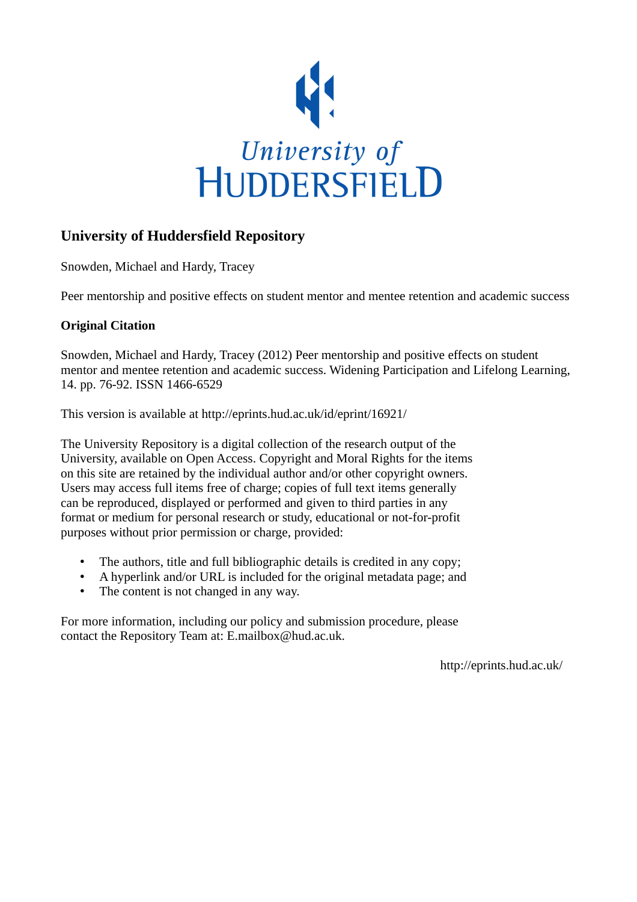University of
HUDDERSFIELD

## University of Huddersfield Repository

Snowden, Michael and Hardy, Tracey

Peer mentorship and positive effects on student mentor and mentee retention and academic success

### Original Citation

Snowden, Michael and Hardy, Tracey (2012) Peer mentorship and positive effects on student mentor and mentee retention and academic success. Widening Participation and Lifelong Learning, 14. pp. 76-92. ISSN 1466-6529

This version is available at http://eprints.hud.ac.uk/id/eprint/16921/

The University Repository is a digital collection of the research output of the University, available on Open Access. Copyright and Moral Rights for the items on this site are retained by the individual author and/or other copyright owners. Users may access full items free of charge; copies of full text items generally can be reproduced, displayed or performed and given to third parties in any format or medium for personal research or study, educational or not-for-profit purposes without prior permission or charge, provided:

- The authors, title and full bibliographic details is credited in any copy;
- A hyperlink and/or URL is included for the original metadata page; and
- The content is not changed in any way.

For more information, including our policy and submission procedure, please contact the Repository Team at: E.mailbox@hud.ac.uk.

http://eprints.hud.ac.uk/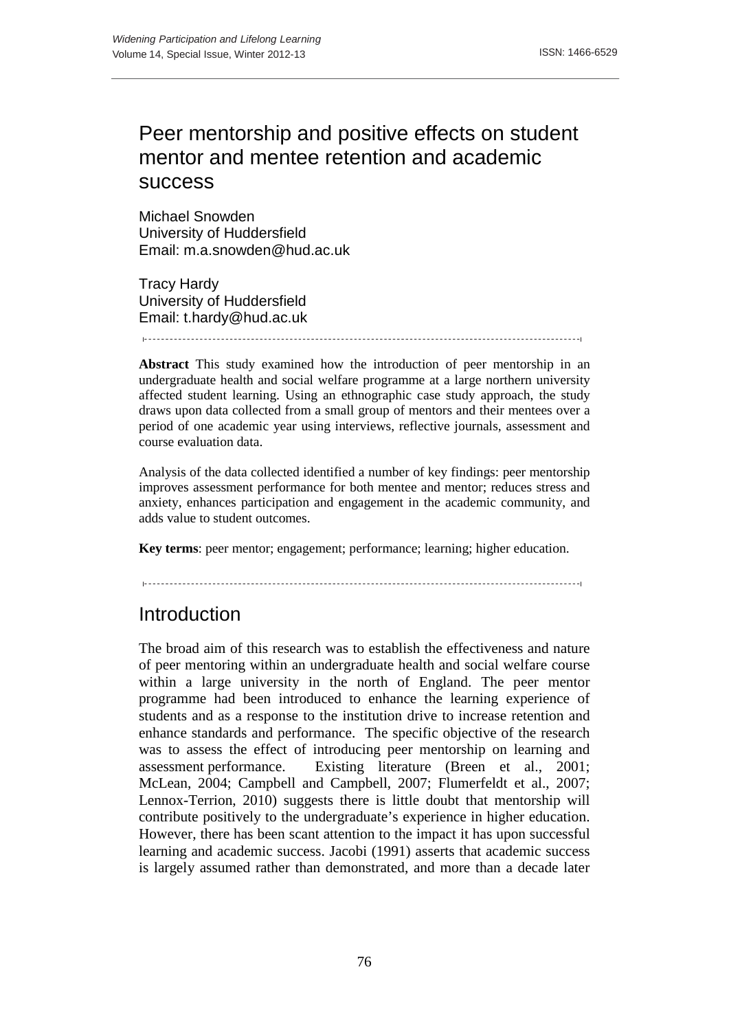# Peer mentorship and positive effects on student mentor and mentee retention and academic success

Michael Snowden
University of Huddersfield
Email: m.a.snowden@hud.ac.uk

Tracy Hardy
University of Huddersfield
Email: t.hardy@hud.ac.uk

**Abstract** This study examined how the introduction of peer mentorship in an undergraduate health and social welfare programme at a large northern university affected student learning. Using an ethnographic case study approach, the study draws upon data collected from a small group of mentors and their mentees over a period of one academic year using interviews, reflective journals, assessment and course evaluation data.

Analysis of the data collected identified a number of key findings: peer mentorship improves assessment performance for both mentee and mentor; reduces stress and anxiety, enhances participation and engagement in the academic community, and adds value to student outcomes.

**Key terms**: peer mentor; engagement; performance; learning; higher education.

## Introduction

The broad aim of this research was to establish the effectiveness and nature of peer mentoring within an undergraduate health and social welfare course within a large university in the north of England. The peer mentor programme had been introduced to enhance the learning experience of students and as a response to the institution drive to increase retention and enhance standards and performance. The specific objective of the research was to assess the effect of introducing peer mentorship on learning and assessment performance. Existing literature (Breen et al., 2001; McLean, 2004; Campbell and Campbell, 2007; Flumerfeldt et al., 2007; Lennox-Terrion, 2010) suggests there is little doubt that mentorship will contribute positively to the undergraduate's experience in higher education. However, there has been scant attention to the impact it has upon successful learning and academic success. Jacobi (1991) asserts that academic success is largely assumed rather than demonstrated, and more than a decade later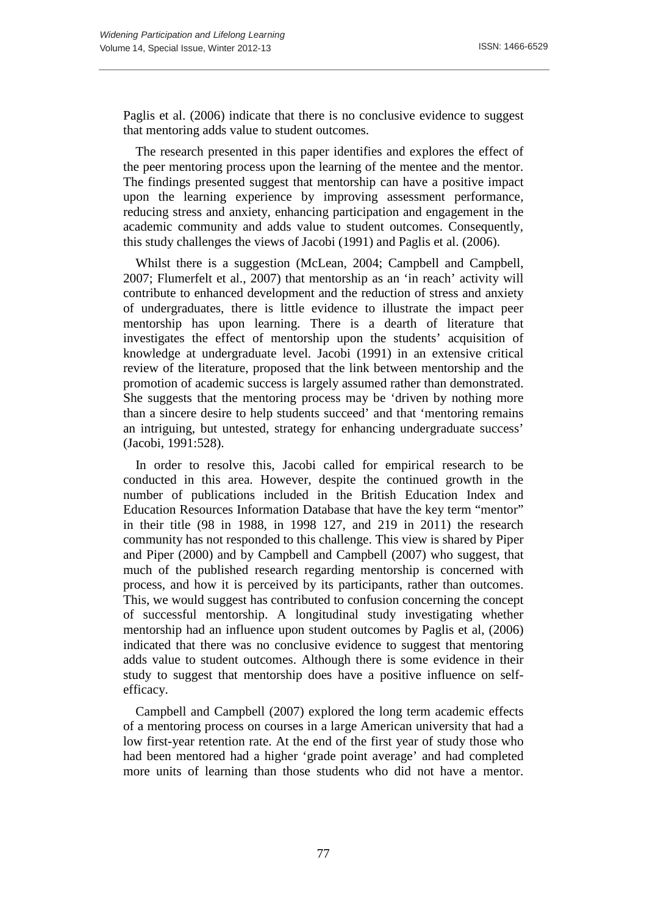Paglis et al. (2006) indicate that there is no conclusive evidence to suggest that mentoring adds value to student outcomes.

The research presented in this paper identifies and explores the effect of the peer mentoring process upon the learning of the mentee and the mentor. The findings presented suggest that mentorship can have a positive impact upon the learning experience by improving assessment performance, reducing stress and anxiety, enhancing participation and engagement in the academic community and adds value to student outcomes. Consequently, this study challenges the views of Jacobi (1991) and Paglis et al. (2006).

Whilst there is a suggestion (McLean, 2004; Campbell and Campbell, 2007; Flumerfelt et al., 2007) that mentorship as an 'in reach' activity will contribute to enhanced development and the reduction of stress and anxiety of undergraduates, there is little evidence to illustrate the impact peer mentorship has upon learning. There is a dearth of literature that investigates the effect of mentorship upon the students' acquisition of knowledge at undergraduate level. Jacobi (1991) in an extensive critical review of the literature, proposed that the link between mentorship and the promotion of academic success is largely assumed rather than demonstrated. She suggests that the mentoring process may be 'driven by nothing more than a sincere desire to help students succeed' and that 'mentoring remains an intriguing, but untested, strategy for enhancing undergraduate success' (Jacobi, 1991:528).

In order to resolve this, Jacobi called for empirical research to be conducted in this area. However, despite the continued growth in the number of publications included in the British Education Index and Education Resources Information Database that have the key term "mentor" in their title (98 in 1988, in 1998 127, and 219 in 2011) the research community has not responded to this challenge. This view is shared by Piper and Piper (2000) and by Campbell and Campbell (2007) who suggest, that much of the published research regarding mentorship is concerned with process, and how it is perceived by its participants, rather than outcomes. This, we would suggest has contributed to confusion concerning the concept of successful mentorship. A longitudinal study investigating whether mentorship had an influence upon student outcomes by Paglis et al, (2006) indicated that there was no conclusive evidence to suggest that mentoring adds value to student outcomes. Although there is some evidence in their study to suggest that mentorship does have a positive influence on self-efficacy.

Campbell and Campbell (2007) explored the long term academic effects of a mentoring process on courses in a large American university that had a low first-year retention rate. At the end of the first year of study those who had been mentored had a higher 'grade point average' and had completed more units of learning than those students who did not have a mentor.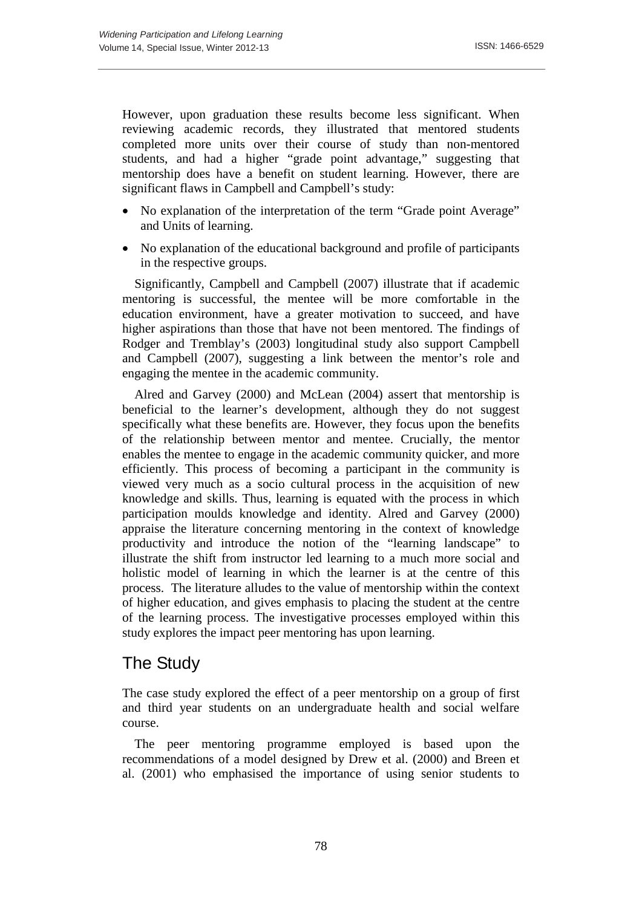However, upon graduation these results become less significant. When reviewing academic records, they illustrated that mentored students completed more units over their course of study than non-mentored students, and had a higher "grade point advantage," suggesting that mentorship does have a benefit on student learning. However, there are significant flaws in Campbell and Campbell's study:

- No explanation of the interpretation of the term "Grade point Average" and Units of learning.
- No explanation of the educational background and profile of participants in the respective groups.

Significantly, Campbell and Campbell (2007) illustrate that if academic mentoring is successful, the mentee will be more comfortable in the education environment, have a greater motivation to succeed, and have higher aspirations than those that have not been mentored. The findings of Rodger and Tremblay's (2003) longitudinal study also support Campbell and Campbell (2007), suggesting a link between the mentor's role and engaging the mentee in the academic community.

Alred and Garvey (2000) and McLean (2004) assert that mentorship is beneficial to the learner's development, although they do not suggest specifically what these benefits are. However, they focus upon the benefits of the relationship between mentor and mentee. Crucially, the mentor enables the mentee to engage in the academic community quicker, and more efficiently. This process of becoming a participant in the community is viewed very much as a socio cultural process in the acquisition of new knowledge and skills. Thus, learning is equated with the process in which participation moulds knowledge and identity. Alred and Garvey (2000) appraise the literature concerning mentoring in the context of knowledge productivity and introduce the notion of the "learning landscape" to illustrate the shift from instructor led learning to a much more social and holistic model of learning in which the learner is at the centre of this process. The literature alludes to the value of mentorship within the context of higher education, and gives emphasis to placing the student at the centre of the learning process. The investigative processes employed within this study explores the impact peer mentoring has upon learning.

## The Study

The case study explored the effect of a peer mentorship on a group of first and third year students on an undergraduate health and social welfare course.

The peer mentoring programme employed is based upon the recommendations of a model designed by Drew et al. (2000) and Breen et al. (2001) who emphasised the importance of using senior students to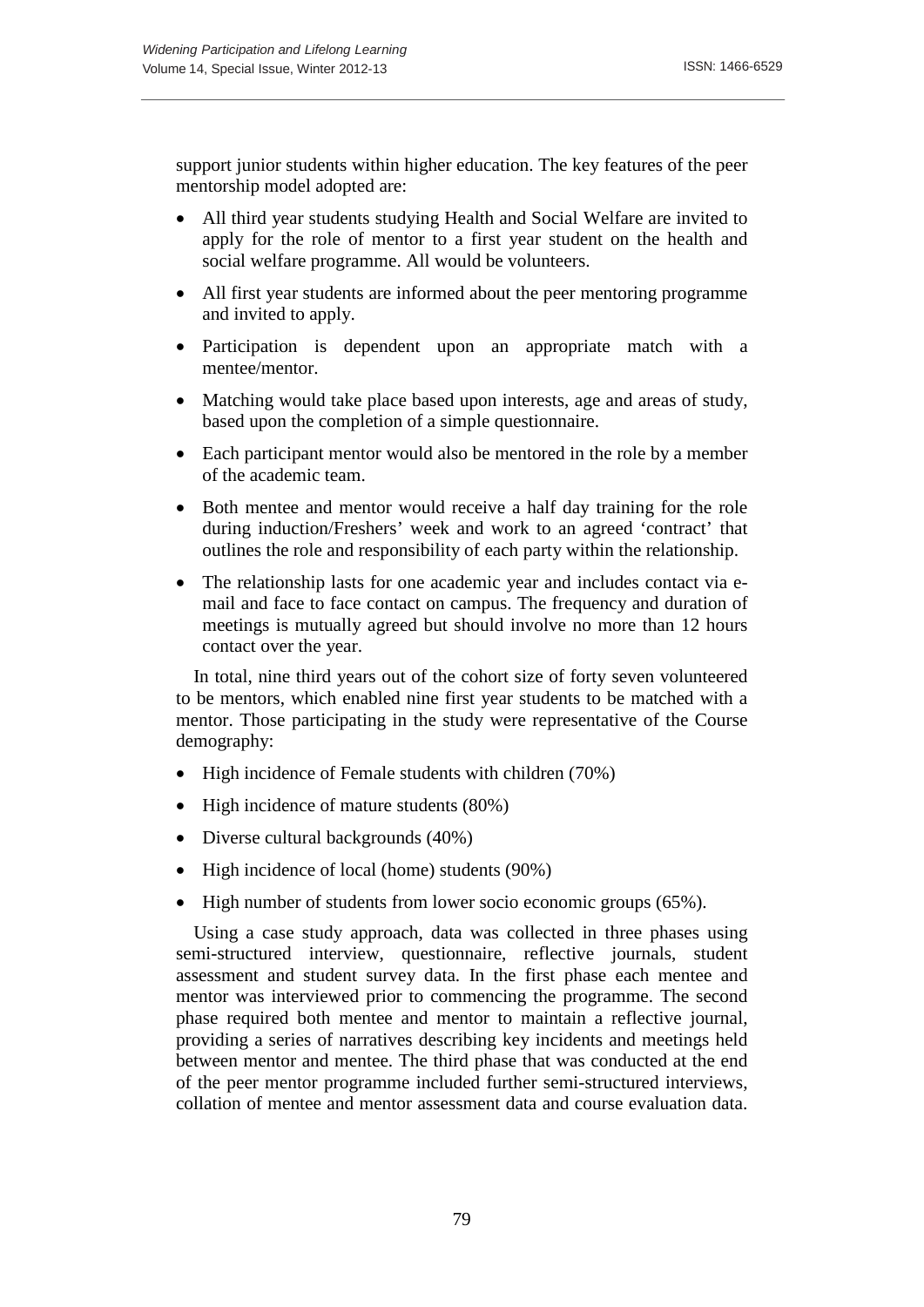support junior students within higher education. The key features of the peer mentorship model adopted are:

- All third year students studying Health and Social Welfare are invited to apply for the role of mentor to a first year student on the health and social welfare programme. All would be volunteers.
- All first year students are informed about the peer mentoring programme and invited to apply.
- Participation is dependent upon an appropriate match with a mentee/mentor.
- Matching would take place based upon interests, age and areas of study, based upon the completion of a simple questionnaire.
- Each participant mentor would also be mentored in the role by a member of the academic team.
- Both mentee and mentor would receive a half day training for the role during induction/Freshers' week and work to an agreed 'contract' that outlines the role and responsibility of each party within the relationship.
- The relationship lasts for one academic year and includes contact via e-mail and face to face contact on campus. The frequency and duration of meetings is mutually agreed but should involve no more than 12 hours contact over the year.

In total, nine third years out of the cohort size of forty seven volunteered to be mentors, which enabled nine first year students to be matched with a mentor. Those participating in the study were representative of the Course demography:

- High incidence of Female students with children (70%)
- High incidence of mature students (80%)
- Diverse cultural backgrounds (40%)
- High incidence of local (home) students (90%)
- High number of students from lower socio economic groups (65%).

Using a case study approach, data was collected in three phases using semi-structured interview, questionnaire, reflective journals, student assessment and student survey data. In the first phase each mentee and mentor was interviewed prior to commencing the programme. The second phase required both mentee and mentor to maintain a reflective journal, providing a series of narratives describing key incidents and meetings held between mentor and mentee. The third phase that was conducted at the end of the peer mentor programme included further semi-structured interviews, collation of mentee and mentor assessment data and course evaluation data.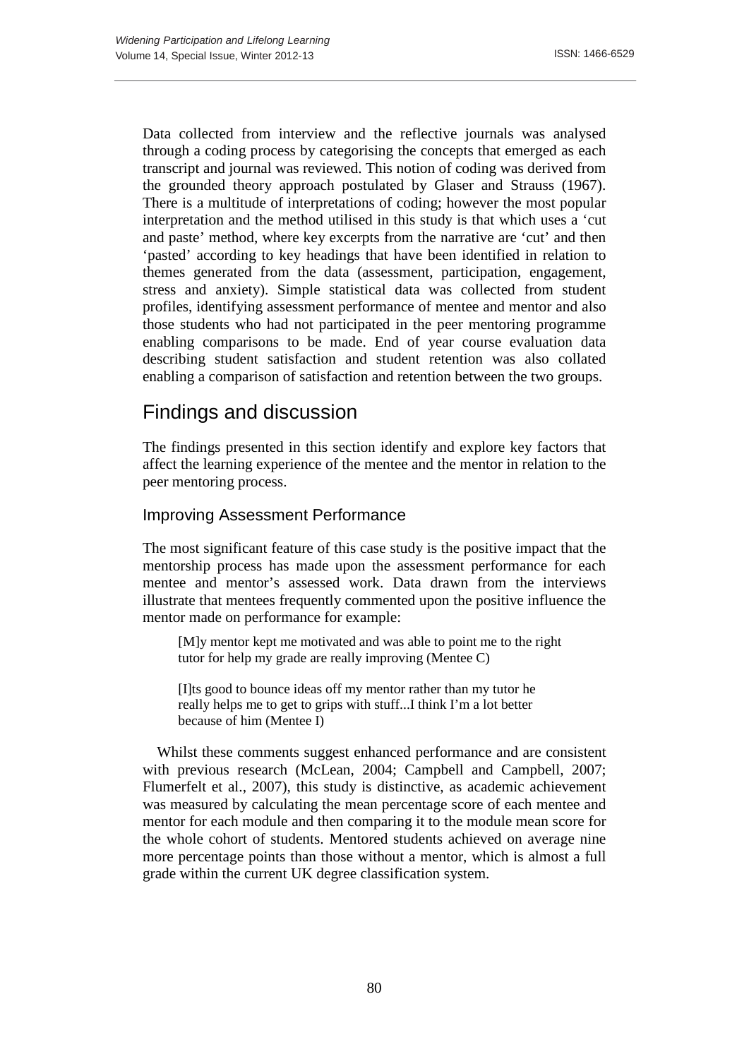Data collected from interview and the reflective journals was analysed through a coding process by categorising the concepts that emerged as each transcript and journal was reviewed. This notion of coding was derived from the grounded theory approach postulated by Glaser and Strauss (1967). There is a multitude of interpretations of coding; however the most popular interpretation and the method utilised in this study is that which uses a 'cut and paste' method, where key excerpts from the narrative are 'cut' and then 'pasted' according to key headings that have been identified in relation to themes generated from the data (assessment, participation, engagement, stress and anxiety). Simple statistical data was collected from student profiles, identifying assessment performance of mentee and mentor and also those students who had not participated in the peer mentoring programme enabling comparisons to be made. End of year course evaluation data describing student satisfaction and student retention was also collated enabling a comparison of satisfaction and retention between the two groups.

## Findings and discussion

The findings presented in this section identify and explore key factors that affect the learning experience of the mentee and the mentor in relation to the peer mentoring process.

### Improving Assessment Performance

The most significant feature of this case study is the positive impact that the mentorship process has made upon the assessment performance for each mentee and mentor's assessed work. Data drawn from the interviews illustrate that mentees frequently commented upon the positive influence the mentor made on performance for example:

> [M]y mentor kept me motivated and was able to point me to the right tutor for help my grade are really improving (Mentee C)

> [I]ts good to bounce ideas off my mentor rather than my tutor he really helps me to get to grips with stuff...I think I'm a lot better because of him (Mentee I)

Whilst these comments suggest enhanced performance and are consistent with previous research (McLean, 2004; Campbell and Campbell, 2007; Flumerfelt et al., 2007), this study is distinctive, as academic achievement was measured by calculating the mean percentage score of each mentee and mentor for each module and then comparing it to the module mean score for the whole cohort of students. Mentored students achieved on average nine more percentage points than those without a mentor, which is almost a full grade within the current UK degree classification system.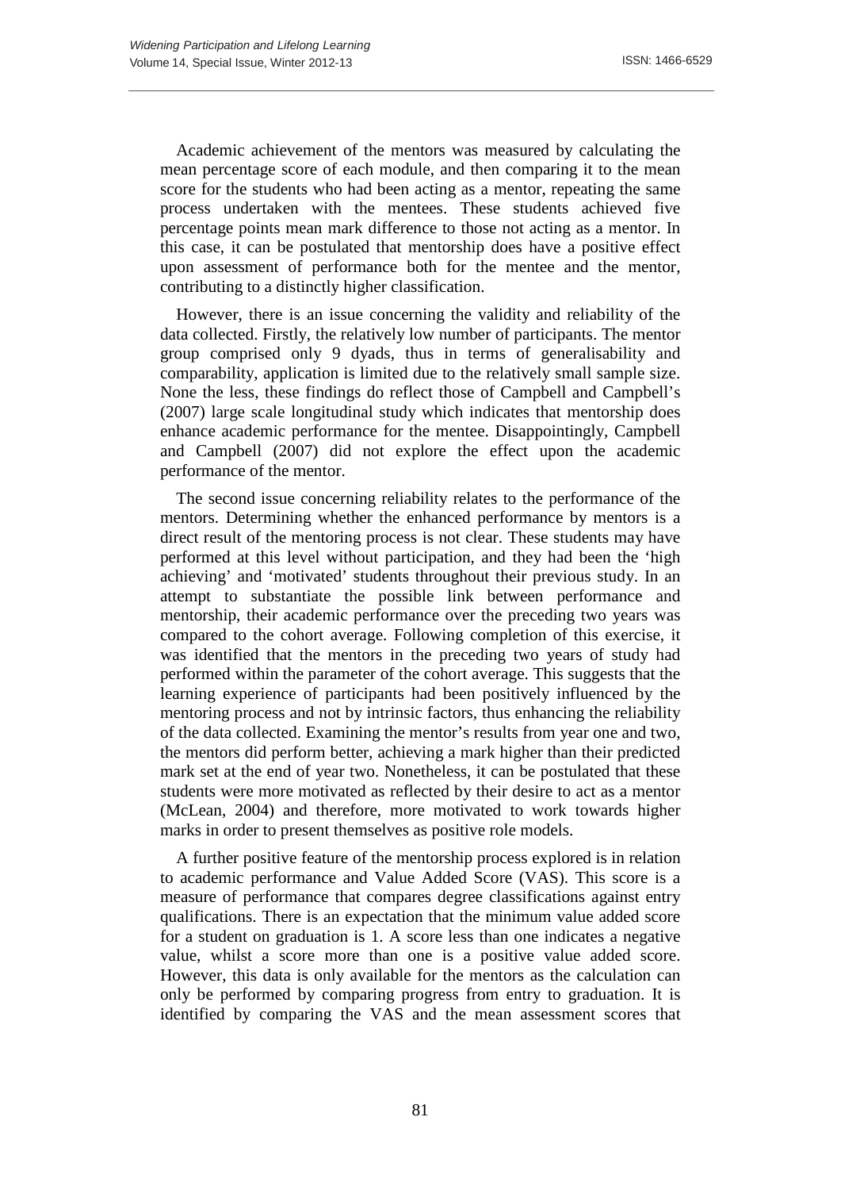Academic achievement of the mentors was measured by calculating the mean percentage score of each module, and then comparing it to the mean score for the students who had been acting as a mentor, repeating the same process undertaken with the mentees. These students achieved five percentage points mean mark difference to those not acting as a mentor. In this case, it can be postulated that mentorship does have a positive effect upon assessment of performance both for the mentee and the mentor, contributing to a distinctly higher classification.

However, there is an issue concerning the validity and reliability of the data collected. Firstly, the relatively low number of participants. The mentor group comprised only 9 dyads, thus in terms of generalisability and comparability, application is limited due to the relatively small sample size. None the less, these findings do reflect those of Campbell and Campbell's (2007) large scale longitudinal study which indicates that mentorship does enhance academic performance for the mentee. Disappointingly, Campbell and Campbell (2007) did not explore the effect upon the academic performance of the mentor.

The second issue concerning reliability relates to the performance of the mentors. Determining whether the enhanced performance by mentors is a direct result of the mentoring process is not clear. These students may have performed at this level without participation, and they had been the 'high achieving' and 'motivated' students throughout their previous study. In an attempt to substantiate the possible link between performance and mentorship, their academic performance over the preceding two years was compared to the cohort average. Following completion of this exercise, it was identified that the mentors in the preceding two years of study had performed within the parameter of the cohort average. This suggests that the learning experience of participants had been positively influenced by the mentoring process and not by intrinsic factors, thus enhancing the reliability of the data collected. Examining the mentor's results from year one and two, the mentors did perform better, achieving a mark higher than their predicted mark set at the end of year two. Nonetheless, it can be postulated that these students were more motivated as reflected by their desire to act as a mentor (McLean, 2004) and therefore, more motivated to work towards higher marks in order to present themselves as positive role models.

A further positive feature of the mentorship process explored is in relation to academic performance and Value Added Score (VAS). This score is a measure of performance that compares degree classifications against entry qualifications. There is an expectation that the minimum value added score for a student on graduation is 1. A score less than one indicates a negative value, whilst a score more than one is a positive value added score. However, this data is only available for the mentors as the calculation can only be performed by comparing progress from entry to graduation. It is identified by comparing the VAS and the mean assessment scores that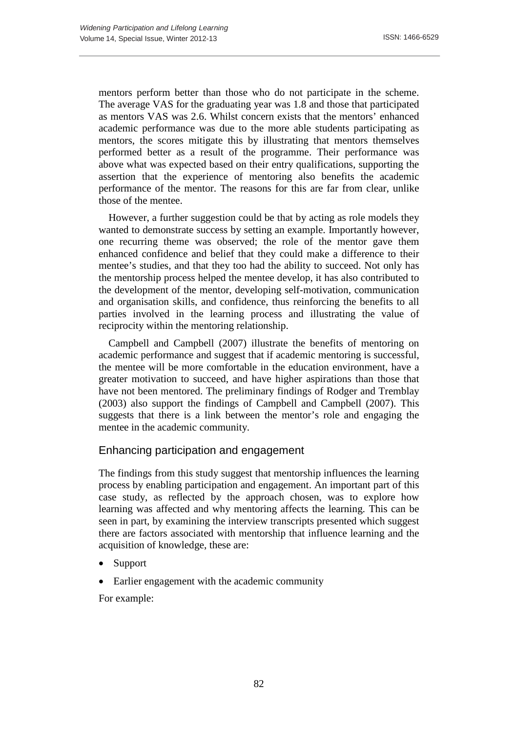mentors perform better than those who do not participate in the scheme. The average VAS for the graduating year was 1.8 and those that participated as mentors VAS was 2.6. Whilst concern exists that the mentors' enhanced academic performance was due to the more able students participating as mentors, the scores mitigate this by illustrating that mentors themselves performed better as a result of the programme. Their performance was above what was expected based on their entry qualifications, supporting the assertion that the experience of mentoring also benefits the academic performance of the mentor. The reasons for this are far from clear, unlike those of the mentee.

However, a further suggestion could be that by acting as role models they wanted to demonstrate success by setting an example. Importantly however, one recurring theme was observed; the role of the mentor gave them enhanced confidence and belief that they could make a difference to their mentee's studies, and that they too had the ability to succeed. Not only has the mentorship process helped the mentee develop, it has also contributed to the development of the mentor, developing self-motivation, communication and organisation skills, and confidence, thus reinforcing the benefits to all parties involved in the learning process and illustrating the value of reciprocity within the mentoring relationship.

Campbell and Campbell (2007) illustrate the benefits of mentoring on academic performance and suggest that if academic mentoring is successful, the mentee will be more comfortable in the education environment, have a greater motivation to succeed, and have higher aspirations than those that have not been mentored. The preliminary findings of Rodger and Tremblay (2003) also support the findings of Campbell and Campbell (2007). This suggests that there is a link between the mentor's role and engaging the mentee in the academic community.

## Enhancing participation and engagement

The findings from this study suggest that mentorship influences the learning process by enabling participation and engagement. An important part of this case study, as reflected by the approach chosen, was to explore how learning was affected and why mentoring affects the learning. This can be seen in part, by examining the interview transcripts presented which suggest there are factors associated with mentorship that influence learning and the acquisition of knowledge, these are:

- Support
- Earlier engagement with the academic community

For example: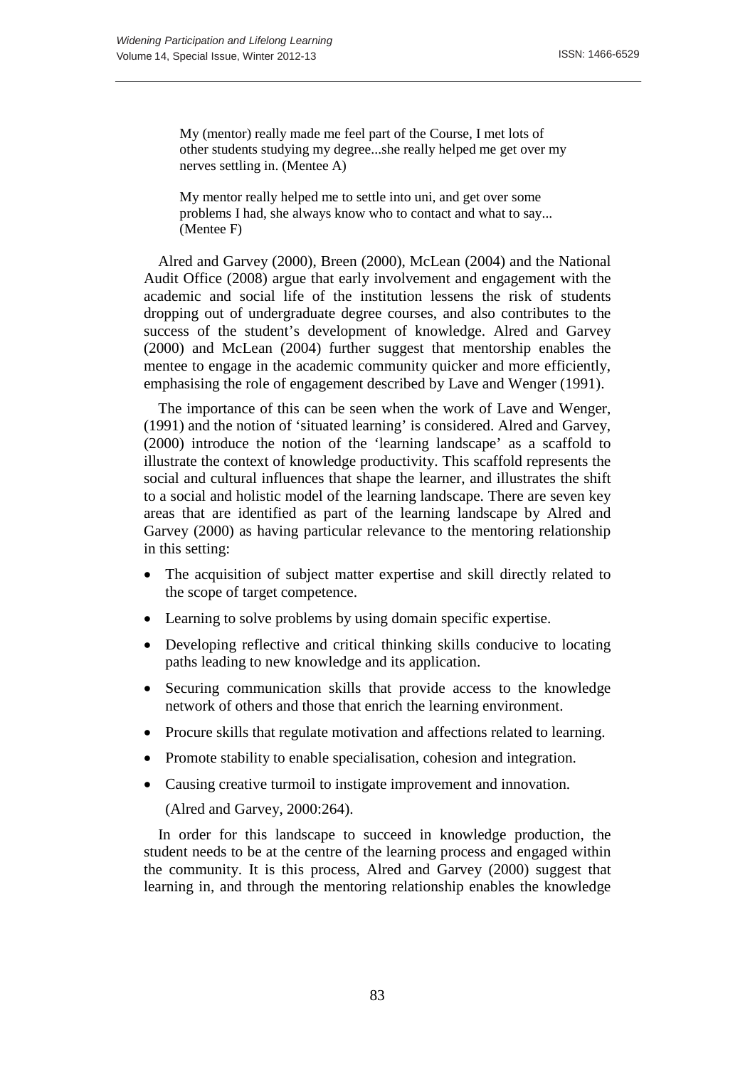> My (mentor) really made me feel part of the Course, I met lots of other students studying my degree...she really helped me get over my nerves settling in. (Mentee A)

> My mentor really helped me to settle into uni, and get over some problems I had, she always know who to contact and what to say... (Mentee F)

Alred and Garvey (2000), Breen (2000), McLean (2004) and the National Audit Office (2008) argue that early involvement and engagement with the academic and social life of the institution lessens the risk of students dropping out of undergraduate degree courses, and also contributes to the success of the student's development of knowledge. Alred and Garvey (2000) and McLean (2004) further suggest that mentorship enables the mentee to engage in the academic community quicker and more efficiently, emphasising the role of engagement described by Lave and Wenger (1991).

The importance of this can be seen when the work of Lave and Wenger, (1991) and the notion of 'situated learning' is considered. Alred and Garvey, (2000) introduce the notion of the 'learning landscape' as a scaffold to illustrate the context of knowledge productivity. This scaffold represents the social and cultural influences that shape the learner, and illustrates the shift to a social and holistic model of the learning landscape. There are seven key areas that are identified as part of the learning landscape by Alred and Garvey (2000) as having particular relevance to the mentoring relationship in this setting:

- The acquisition of subject matter expertise and skill directly related to the scope of target competence.
- Learning to solve problems by using domain specific expertise.
- Developing reflective and critical thinking skills conducive to locating paths leading to new knowledge and its application.
- Securing communication skills that provide access to the knowledge network of others and those that enrich the learning environment.
- Procure skills that regulate motivation and affections related to learning.
- Promote stability to enable specialisation, cohesion and integration.
- Causing creative turmoil to instigate improvement and innovation.

(Alred and Garvey, 2000:264).

In order for this landscape to succeed in knowledge production, the student needs to be at the centre of the learning process and engaged within the community. It is this process, Alred and Garvey (2000) suggest that learning in, and through the mentoring relationship enables the knowledge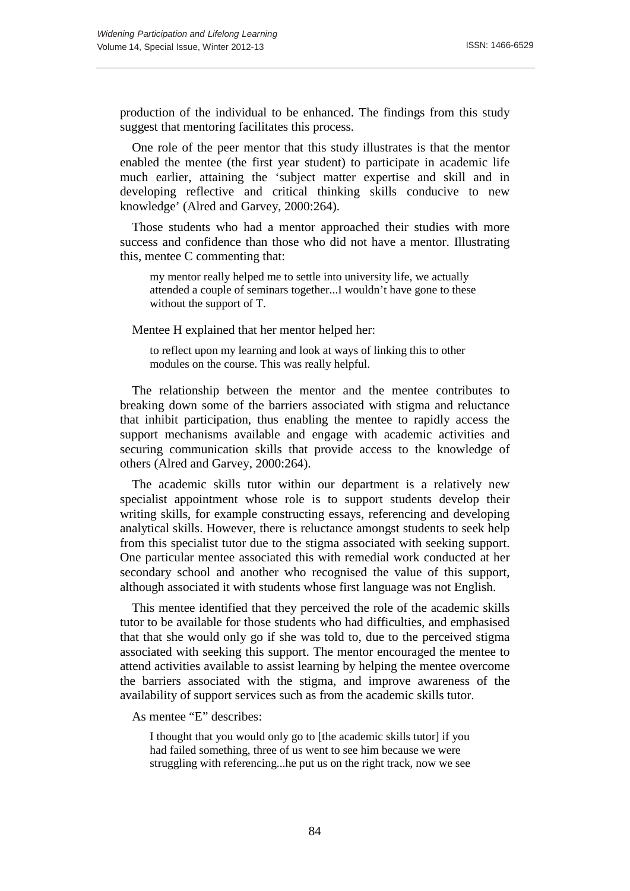production of the individual to be enhanced. The findings from this study suggest that mentoring facilitates this process.

One role of the peer mentor that this study illustrates is that the mentor enabled the mentee (the first year student) to participate in academic life much earlier, attaining the 'subject matter expertise and skill and in developing reflective and critical thinking skills conducive to new knowledge' (Alred and Garvey, 2000:264).

Those students who had a mentor approached their studies with more success and confidence than those who did not have a mentor. Illustrating this, mentee C commenting that:

> my mentor really helped me to settle into university life, we actually attended a couple of seminars together...I wouldn't have gone to these without the support of T.

Mentee H explained that her mentor helped her:

> to reflect upon my learning and look at ways of linking this to other modules on the course. This was really helpful.

The relationship between the mentor and the mentee contributes to breaking down some of the barriers associated with stigma and reluctance that inhibit participation, thus enabling the mentee to rapidly access the support mechanisms available and engage with academic activities and securing communication skills that provide access to the knowledge of others (Alred and Garvey, 2000:264).

The academic skills tutor within our department is a relatively new specialist appointment whose role is to support students develop their writing skills, for example constructing essays, referencing and developing analytical skills. However, there is reluctance amongst students to seek help from this specialist tutor due to the stigma associated with seeking support. One particular mentee associated this with remedial work conducted at her secondary school and another who recognised the value of this support, although associated it with students whose first language was not English.

This mentee identified that they perceived the role of the academic skills tutor to be available for those students who had difficulties, and emphasised that that she would only go if she was told to, due to the perceived stigma associated with seeking this support. The mentor encouraged the mentee to attend activities available to assist learning by helping the mentee overcome the barriers associated with the stigma, and improve awareness of the availability of support services such as from the academic skills tutor.

As mentee "E" describes:

> I thought that you would only go to [the academic skills tutor] if you had failed something, three of us went to see him because we were struggling with referencing...he put us on the right track, now we see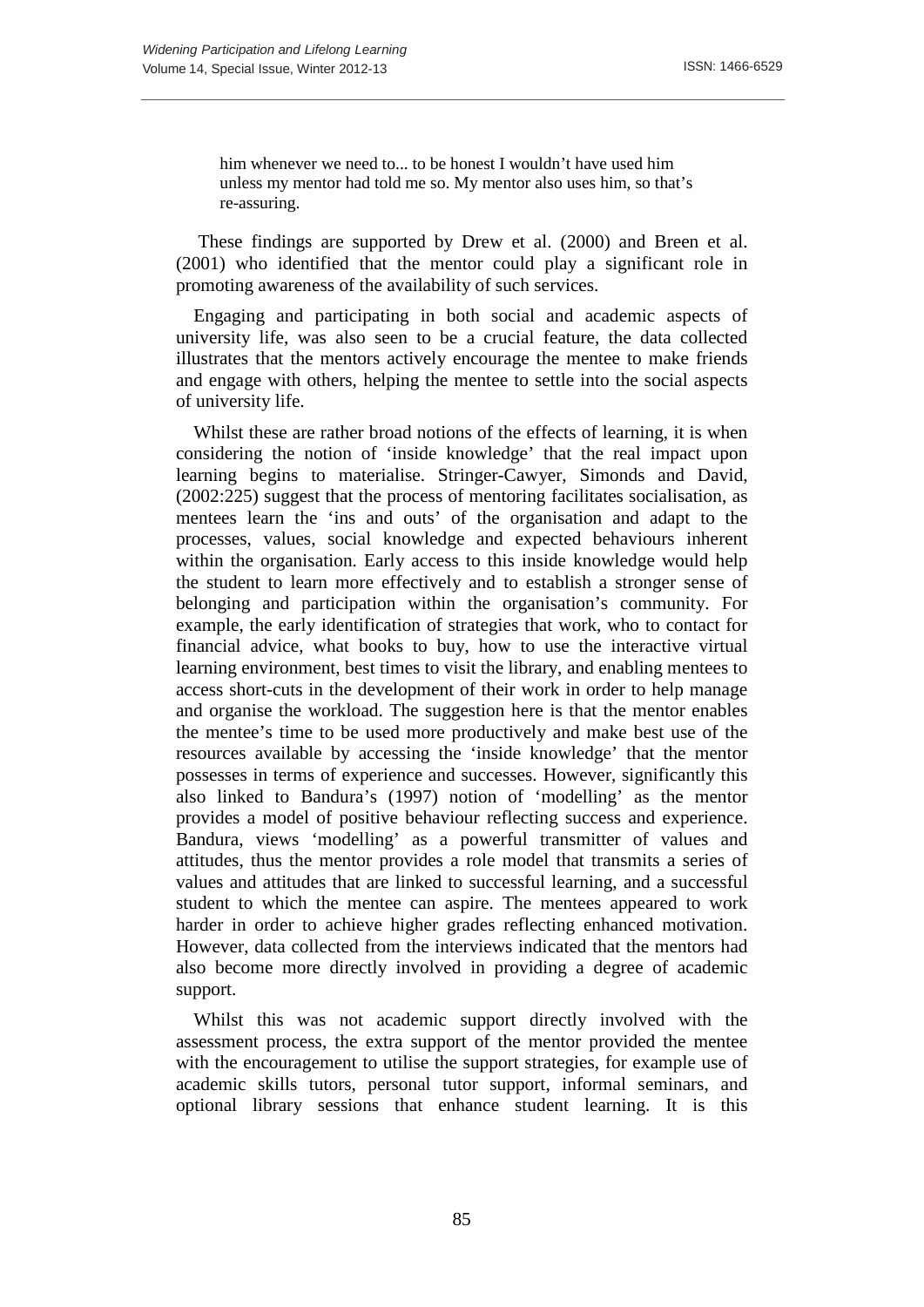> him whenever we need to... to be honest I wouldn't have used him unless my mentor had told me so. My mentor also uses him, so that's re-assuring.

These findings are supported by Drew et al. (2000) and Breen et al. (2001) who identified that the mentor could play a significant role in promoting awareness of the availability of such services.

Engaging and participating in both social and academic aspects of university life, was also seen to be a crucial feature, the data collected illustrates that the mentors actively encourage the mentee to make friends and engage with others, helping the mentee to settle into the social aspects of university life.

Whilst these are rather broad notions of the effects of learning, it is when considering the notion of 'inside knowledge' that the real impact upon learning begins to materialise. Stringer-Cawyer, Simonds and David, (2002:225) suggest that the process of mentoring facilitates socialisation, as mentees learn the 'ins and outs' of the organisation and adapt to the processes, values, social knowledge and expected behaviours inherent within the organisation. Early access to this inside knowledge would help the student to learn more effectively and to establish a stronger sense of belonging and participation within the organisation's community. For example, the early identification of strategies that work, who to contact for financial advice, what books to buy, how to use the interactive virtual learning environment, best times to visit the library, and enabling mentees to access short-cuts in the development of their work in order to help manage and organise the workload. The suggestion here is that the mentor enables the mentee's time to be used more productively and make best use of the resources available by accessing the 'inside knowledge' that the mentor possesses in terms of experience and successes. However, significantly this also linked to Bandura's (1997) notion of 'modelling' as the mentor provides a model of positive behaviour reflecting success and experience. Bandura, views 'modelling' as a powerful transmitter of values and attitudes, thus the mentor provides a role model that transmits a series of values and attitudes that are linked to successful learning, and a successful student to which the mentee can aspire. The mentees appeared to work harder in order to achieve higher grades reflecting enhanced motivation. However, data collected from the interviews indicated that the mentors had also become more directly involved in providing a degree of academic support.

Whilst this was not academic support directly involved with the assessment process, the extra support of the mentor provided the mentee with the encouragement to utilise the support strategies, for example use of academic skills tutors, personal tutor support, informal seminars, and optional library sessions that enhance student learning. It is this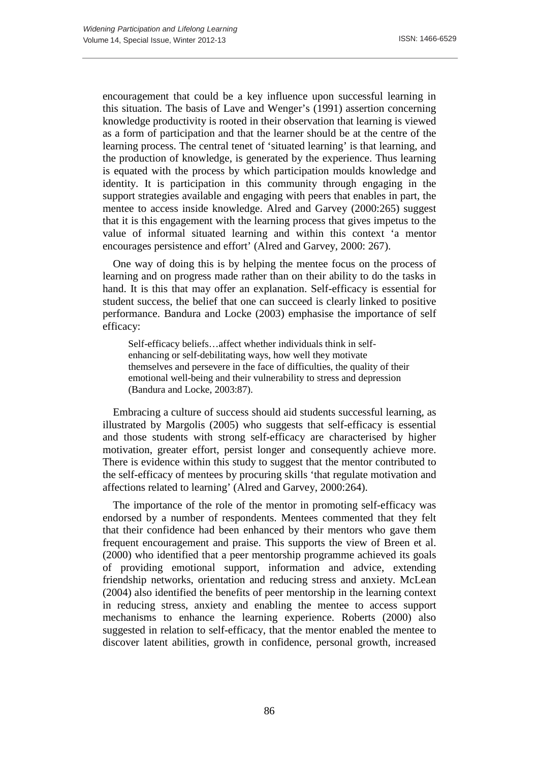encouragement that could be a key influence upon successful learning in this situation. The basis of Lave and Wenger's (1991) assertion concerning knowledge productivity is rooted in their observation that learning is viewed as a form of participation and that the learner should be at the centre of the learning process. The central tenet of 'situated learning' is that learning, and the production of knowledge, is generated by the experience. Thus learning is equated with the process by which participation moulds knowledge and identity. It is participation in this community through engaging in the support strategies available and engaging with peers that enables in part, the mentee to access inside knowledge. Alred and Garvey (2000:265) suggest that it is this engagement with the learning process that gives impetus to the value of informal situated learning and within this context 'a mentor encourages persistence and effort' (Alred and Garvey, 2000: 267).

One way of doing this is by helping the mentee focus on the process of learning and on progress made rather than on their ability to do the tasks in hand. It is this that may offer an explanation. Self-efficacy is essential for student success, the belief that one can succeed is clearly linked to positive performance. Bandura and Locke (2003) emphasise the importance of self efficacy:

> Self-efficacy beliefs…affect whether individuals think in self-enhancing or self-debilitating ways, how well they motivate themselves and persevere in the face of difficulties, the quality of their emotional well-being and their vulnerability to stress and depression (Bandura and Locke, 2003:87).

Embracing a culture of success should aid students successful learning, as illustrated by Margolis (2005) who suggests that self-efficacy is essential and those students with strong self-efficacy are characterised by higher motivation, greater effort, persist longer and consequently achieve more. There is evidence within this study to suggest that the mentor contributed to the self-efficacy of mentees by procuring skills 'that regulate motivation and affections related to learning' (Alred and Garvey, 2000:264).

The importance of the role of the mentor in promoting self-efficacy was endorsed by a number of respondents. Mentees commented that they felt that their confidence had been enhanced by their mentors who gave them frequent encouragement and praise. This supports the view of Breen et al. (2000) who identified that a peer mentorship programme achieved its goals of providing emotional support, information and advice, extending friendship networks, orientation and reducing stress and anxiety. McLean (2004) also identified the benefits of peer mentorship in the learning context in reducing stress, anxiety and enabling the mentee to access support mechanisms to enhance the learning experience. Roberts (2000) also suggested in relation to self-efficacy, that the mentor enabled the mentee to discover latent abilities, growth in confidence, personal growth, increased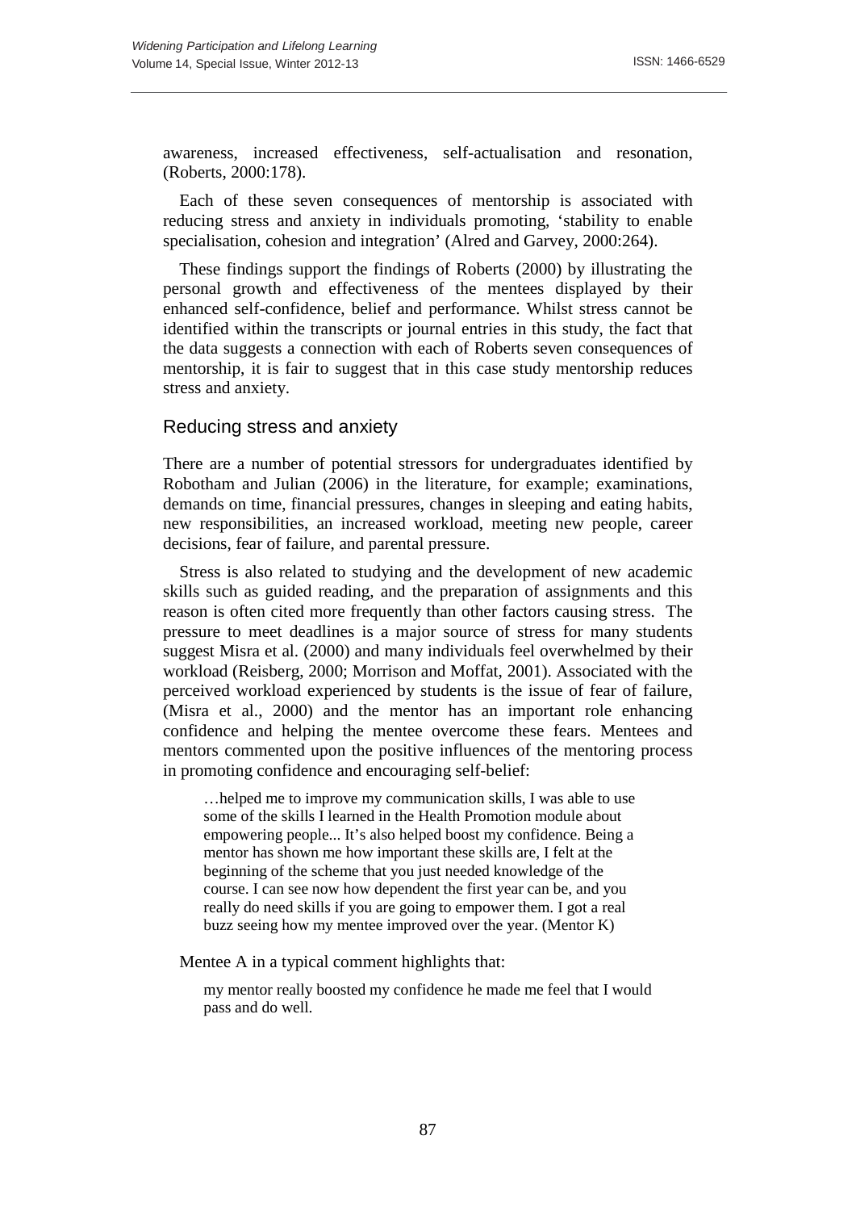awareness, increased effectiveness, self-actualisation and resonation, (Roberts, 2000:178).

Each of these seven consequences of mentorship is associated with reducing stress and anxiety in individuals promoting, 'stability to enable specialisation, cohesion and integration' (Alred and Garvey, 2000:264).

These findings support the findings of Roberts (2000) by illustrating the personal growth and effectiveness of the mentees displayed by their enhanced self-confidence, belief and performance. Whilst stress cannot be identified within the transcripts or journal entries in this study, the fact that the data suggests a connection with each of Roberts seven consequences of mentorship, it is fair to suggest that in this case study mentorship reduces stress and anxiety.

## Reducing stress and anxiety

There are a number of potential stressors for undergraduates identified by Robotham and Julian (2006) in the literature, for example; examinations, demands on time, financial pressures, changes in sleeping and eating habits, new responsibilities, an increased workload, meeting new people, career decisions, fear of failure, and parental pressure.

Stress is also related to studying and the development of new academic skills such as guided reading, and the preparation of assignments and this reason is often cited more frequently than other factors causing stress. The pressure to meet deadlines is a major source of stress for many students suggest Misra et al. (2000) and many individuals feel overwhelmed by their workload (Reisberg, 2000; Morrison and Moffat, 2001). Associated with the perceived workload experienced by students is the issue of fear of failure, (Misra et al., 2000) and the mentor has an important role enhancing confidence and helping the mentee overcome these fears. Mentees and mentors commented upon the positive influences of the mentoring process in promoting confidence and encouraging self-belief:

> …helped me to improve my communication skills, I was able to use some of the skills I learned in the Health Promotion module about empowering people... It's also helped boost my confidence. Being a mentor has shown me how important these skills are, I felt at the beginning of the scheme that you just needed knowledge of the course. I can see now how dependent the first year can be, and you really do need skills if you are going to empower them. I got a real buzz seeing how my mentee improved over the year. (Mentor K)

Mentee A in a typical comment highlights that:

> my mentor really boosted my confidence he made me feel that I would pass and do well.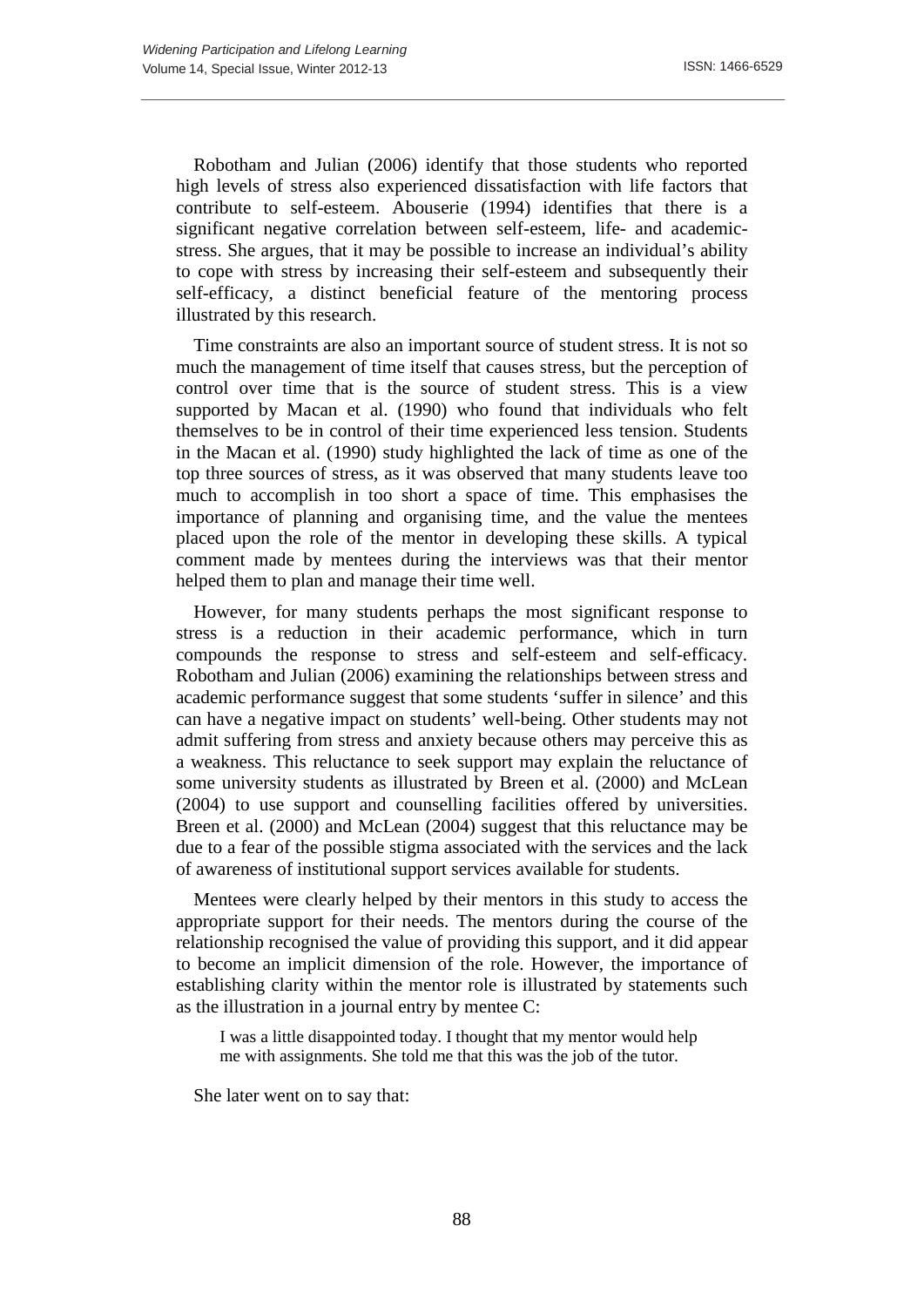Robotham and Julian (2006) identify that those students who reported high levels of stress also experienced dissatisfaction with life factors that contribute to self-esteem. Abouserie (1994) identifies that there is a significant negative correlation between self-esteem, life- and academic-stress. She argues, that it may be possible to increase an individual's ability to cope with stress by increasing their self-esteem and subsequently their self-efficacy, a distinct beneficial feature of the mentoring process illustrated by this research.

Time constraints are also an important source of student stress. It is not so much the management of time itself that causes stress, but the perception of control over time that is the source of student stress. This is a view supported by Macan et al. (1990) who found that individuals who felt themselves to be in control of their time experienced less tension. Students in the Macan et al. (1990) study highlighted the lack of time as one of the top three sources of stress, as it was observed that many students leave too much to accomplish in too short a space of time. This emphasises the importance of planning and organising time, and the value the mentees placed upon the role of the mentor in developing these skills. A typical comment made by mentees during the interviews was that their mentor helped them to plan and manage their time well.

However, for many students perhaps the most significant response to stress is a reduction in their academic performance, which in turn compounds the response to stress and self-esteem and self-efficacy. Robotham and Julian (2006) examining the relationships between stress and academic performance suggest that some students 'suffer in silence' and this can have a negative impact on students' well-being. Other students may not admit suffering from stress and anxiety because others may perceive this as a weakness. This reluctance to seek support may explain the reluctance of some university students as illustrated by Breen et al. (2000) and McLean (2004) to use support and counselling facilities offered by universities. Breen et al. (2000) and McLean (2004) suggest that this reluctance may be due to a fear of the possible stigma associated with the services and the lack of awareness of institutional support services available for students.

Mentees were clearly helped by their mentors in this study to access the appropriate support for their needs. The mentors during the course of the relationship recognised the value of providing this support, and it did appear to become an implicit dimension of the role. However, the importance of establishing clarity within the mentor role is illustrated by statements such as the illustration in a journal entry by mentee C:

> I was a little disappointed today. I thought that my mentor would help me with assignments. She told me that this was the job of the tutor.

She later went on to say that: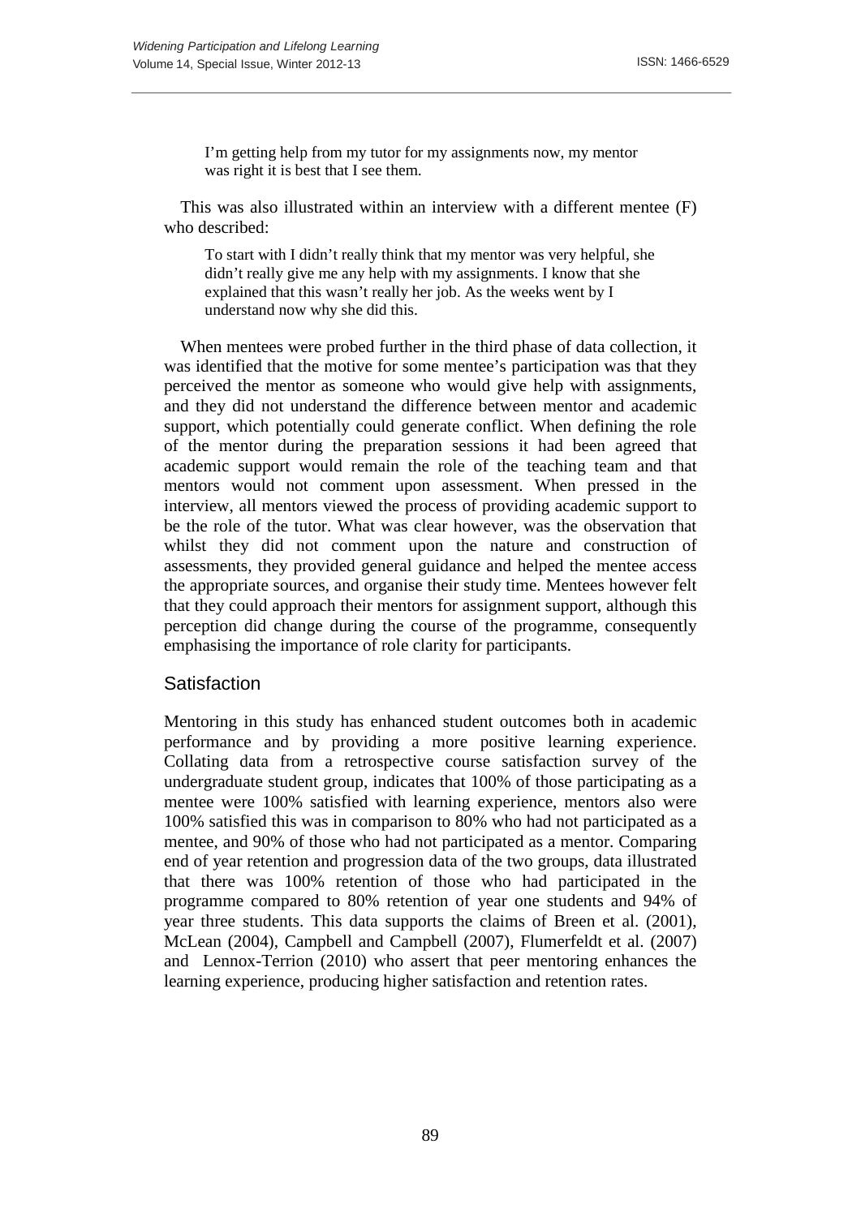> I'm getting help from my tutor for my assignments now, my mentor was right it is best that I see them.

This was also illustrated within an interview with a different mentee (F) who described:

> To start with I didn't really think that my mentor was very helpful, she didn't really give me any help with my assignments. I know that she explained that this wasn't really her job. As the weeks went by I understand now why she did this.

When mentees were probed further in the third phase of data collection, it was identified that the motive for some mentee's participation was that they perceived the mentor as someone who would give help with assignments, and they did not understand the difference between mentor and academic support, which potentially could generate conflict. When defining the role of the mentor during the preparation sessions it had been agreed that academic support would remain the role of the teaching team and that mentors would not comment upon assessment. When pressed in the interview, all mentors viewed the process of providing academic support to be the role of the tutor. What was clear however, was the observation that whilst they did not comment upon the nature and construction of assessments, they provided general guidance and helped the mentee access the appropriate sources, and organise their study time. Mentees however felt that they could approach their mentors for assignment support, although this perception did change during the course of the programme, consequently emphasising the importance of role clarity for participants.

## Satisfaction

Mentoring in this study has enhanced student outcomes both in academic performance and by providing a more positive learning experience. Collating data from a retrospective course satisfaction survey of the undergraduate student group, indicates that 100% of those participating as a mentee were 100% satisfied with learning experience, mentors also were 100% satisfied this was in comparison to 80% who had not participated as a mentee, and 90% of those who had not participated as a mentor. Comparing end of year retention and progression data of the two groups, data illustrated that there was 100% retention of those who had participated in the programme compared to 80% retention of year one students and 94% of year three students. This data supports the claims of Breen et al. (2001), McLean (2004), Campbell and Campbell (2007), Flumerfeldt et al. (2007) and Lennox-Terrion (2010) who assert that peer mentoring enhances the learning experience, producing higher satisfaction and retention rates.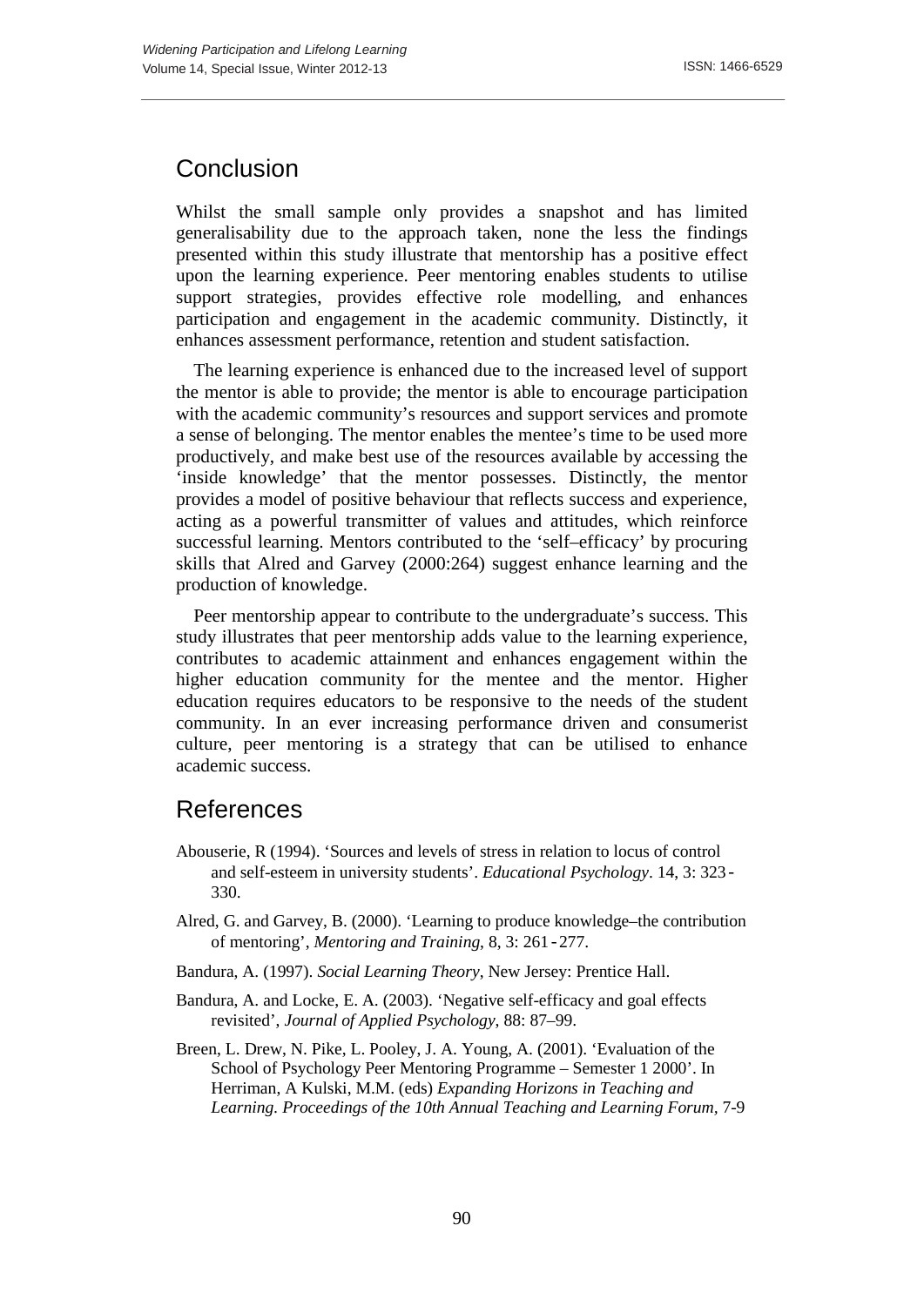## Conclusion

Whilst the small sample only provides a snapshot and has limited generalisability due to the approach taken, none the less the findings presented within this study illustrate that mentorship has a positive effect upon the learning experience. Peer mentoring enables students to utilise support strategies, provides effective role modelling, and enhances participation and engagement in the academic community. Distinctly, it enhances assessment performance, retention and student satisfaction.

The learning experience is enhanced due to the increased level of support the mentor is able to provide; the mentor is able to encourage participation with the academic community's resources and support services and promote a sense of belonging. The mentor enables the mentee's time to be used more productively, and make best use of the resources available by accessing the 'inside knowledge' that the mentor possesses. Distinctly, the mentor provides a model of positive behaviour that reflects success and experience, acting as a powerful transmitter of values and attitudes, which reinforce successful learning. Mentors contributed to the 'self–efficacy' by procuring skills that Alred and Garvey (2000:264) suggest enhance learning and the production of knowledge.

Peer mentorship appear to contribute to the undergraduate's success. This study illustrates that peer mentorship adds value to the learning experience, contributes to academic attainment and enhances engagement within the higher education community for the mentee and the mentor. Higher education requires educators to be responsive to the needs of the student community. In an ever increasing performance driven and consumerist culture, peer mentoring is a strategy that can be utilised to enhance academic success.

## References

Abouserie, R (1994). 'Sources and levels of stress in relation to locus of control and self-esteem in university students'. *Educational Psychology*. 14, 3: 323-330.

Alred, G. and Garvey, B. (2000). 'Learning to produce knowledge–the contribution of mentoring', *Mentoring and Training*, 8, 3: 261-277.

Bandura, A. (1997). *Social Learning Theory*, New Jersey: Prentice Hall.

Bandura, A. and Locke, E. A. (2003). 'Negative self-efficacy and goal effects revisited', *Journal of Applied Psychology*, 88: 87–99.

Breen, L. Drew, N. Pike, L. Pooley, J. A. Young, A. (2001). 'Evaluation of the School of Psychology Peer Mentoring Programme – Semester 1 2000'. In Herriman, A Kulski, M.M. (eds) *Expanding Horizons in Teaching and Learning. Proceedings of the 10th Annual Teaching and Learning Forum*, 7-9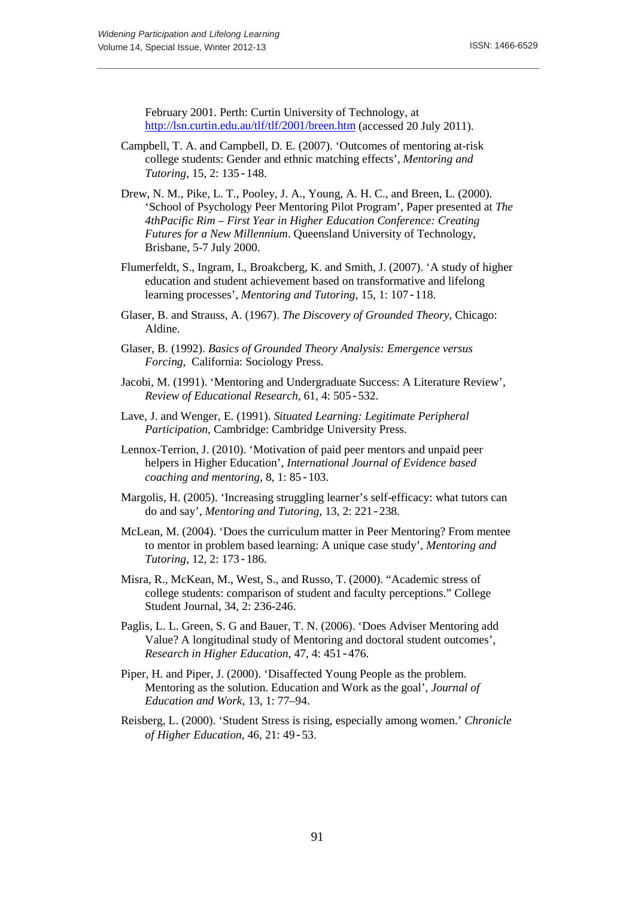February 2001. Perth: Curtin University of Technology, at http://lsn.curtin.edu.au/tlf/tlf/2001/breen.htm (accessed 20 July 2011).

Campbell, T. A. and Campbell, D. E. (2007). 'Outcomes of mentoring at-risk college students: Gender and ethnic matching effects', *Mentoring and Tutoring*, 15, 2: 135‑148.

Drew, N. M., Pike, L. T., Pooley, J. A., Young, A. H. C., and Breen, L. (2000). 'School of Psychology Peer Mentoring Pilot Program', Paper presented at *The 4thPacific Rim – First Year in Higher Education Conference: Creating Futures for a New Millennium*. Queensland University of Technology, Brisbane, 5-7 July 2000.

Flumerfeldt, S., Ingram, I., Broakcberg, K. and Smith, J. (2007). 'A study of higher education and student achievement based on transformative and lifelong learning processes', *Mentoring and Tutoring*, 15, 1: 107‑118.

Glaser, B. and Strauss, A. (1967). *The Discovery of Grounded Theory*, Chicago: Aldine.

Glaser, B. (1992). *Basics of Grounded Theory Analysis: Emergence versus Forcing*, California: Sociology Press.

Jacobi, M. (1991). 'Mentoring and Undergraduate Success: A Literature Review', *Review of Educational Research*, 61, 4: 505‑532.

Lave, J. and Wenger, E. (1991). *Situated Learning: Legitimate Peripheral Participation*, Cambridge: Cambridge University Press.

Lennox-Terrion, J. (2010). 'Motivation of paid peer mentors and unpaid peer helpers in Higher Education', *International Journal of Evidence based coaching and mentoring*, 8, 1: 85‑103.

Margolis, H. (2005). 'Increasing struggling learner's self-efficacy: what tutors can do and say', *Mentoring and Tutoring*, 13, 2: 221‑238.

McLean, M. (2004). 'Does the curriculum matter in Peer Mentoring? From mentee to mentor in problem based learning: A unique case study', *Mentoring and Tutoring*, 12, 2: 173‑186.

Misra, R., McKean, M., West, S., and Russo, T. (2000). "Academic stress of college students: comparison of student and faculty perceptions." College Student Journal, 34, 2: 236-246.

Paglis, L. L. Green, S. G and Bauer, T. N. (2006). 'Does Adviser Mentoring add Value? A longitudinal study of Mentoring and doctoral student outcomes', *Research in Higher Education*, 47, 4: 451‑476.

Piper, H. and Piper, J. (2000). 'Disaffected Young People as the problem. Mentoring as the solution. Education and Work as the goal', *Journal of Education and Work*, 13, 1: 77–94.

Reisberg, L. (2000). 'Student Stress is rising, especially among women.' *Chronicle of Higher Education*, 46, 21: 49‑53.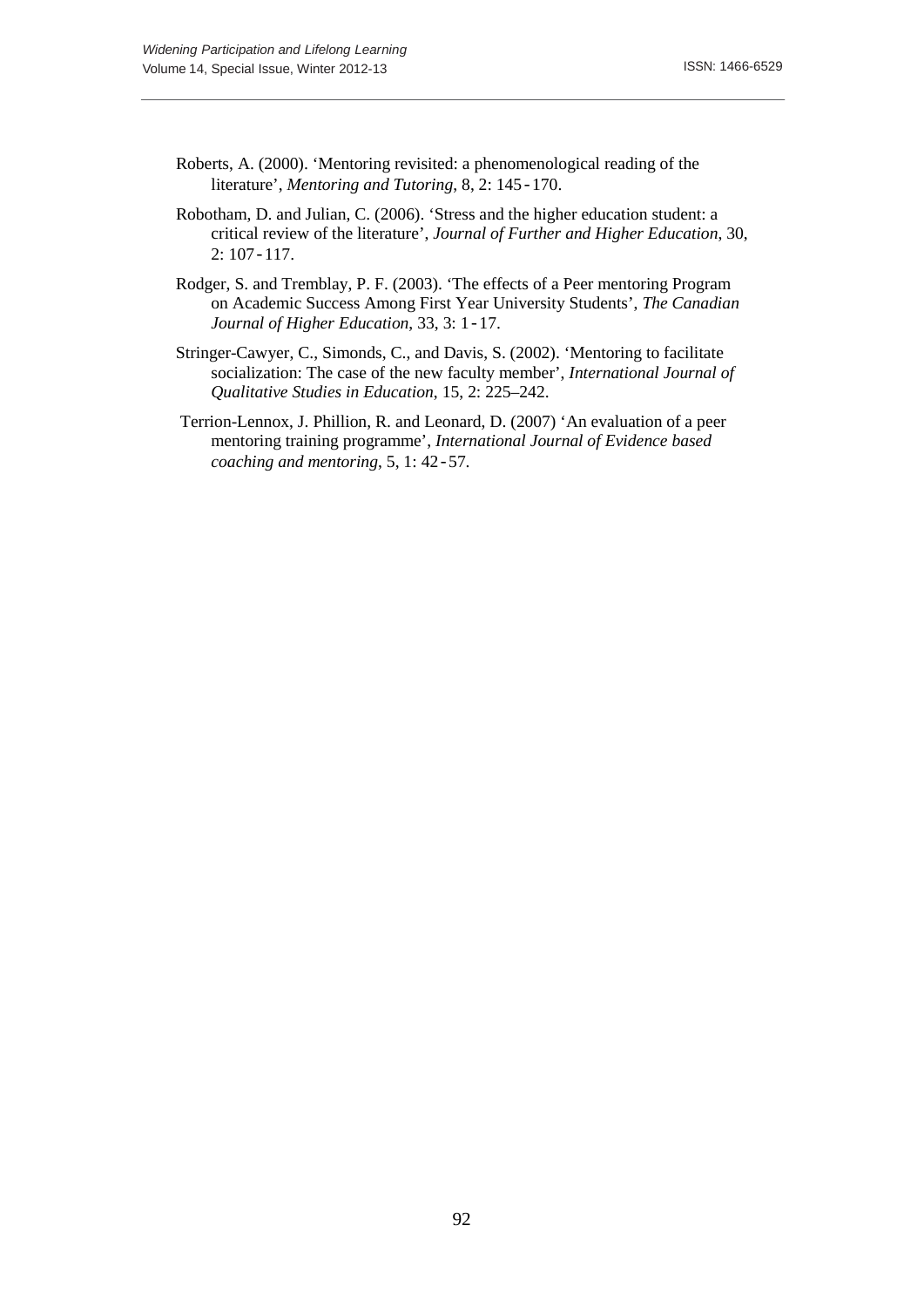Roberts, A. (2000). 'Mentoring revisited: a phenomenological reading of the literature', *Mentoring and Tutoring*, 8, 2: 145 - 170.

Robotham, D. and Julian, C. (2006). 'Stress and the higher education student: a critical review of the literature', *Journal of Further and Higher Education*, 30, 2: 107 - 117.

Rodger, S. and Tremblay, P. F. (2003). 'The effects of a Peer mentoring Program on Academic Success Among First Year University Students', *The Canadian Journal of Higher Education*, 33, 3: 1 - 17.

Stringer-Cawyer, C., Simonds, C., and Davis, S. (2002). 'Mentoring to facilitate socialization: The case of the new faculty member', *International Journal of Qualitative Studies in Education*, 15, 2: 225–242.

Terrion-Lennox, J. Phillion, R. and Leonard, D. (2007) 'An evaluation of a peer mentoring training programme', *International Journal of Evidence based coaching and mentoring*, 5, 1: 42 - 57.